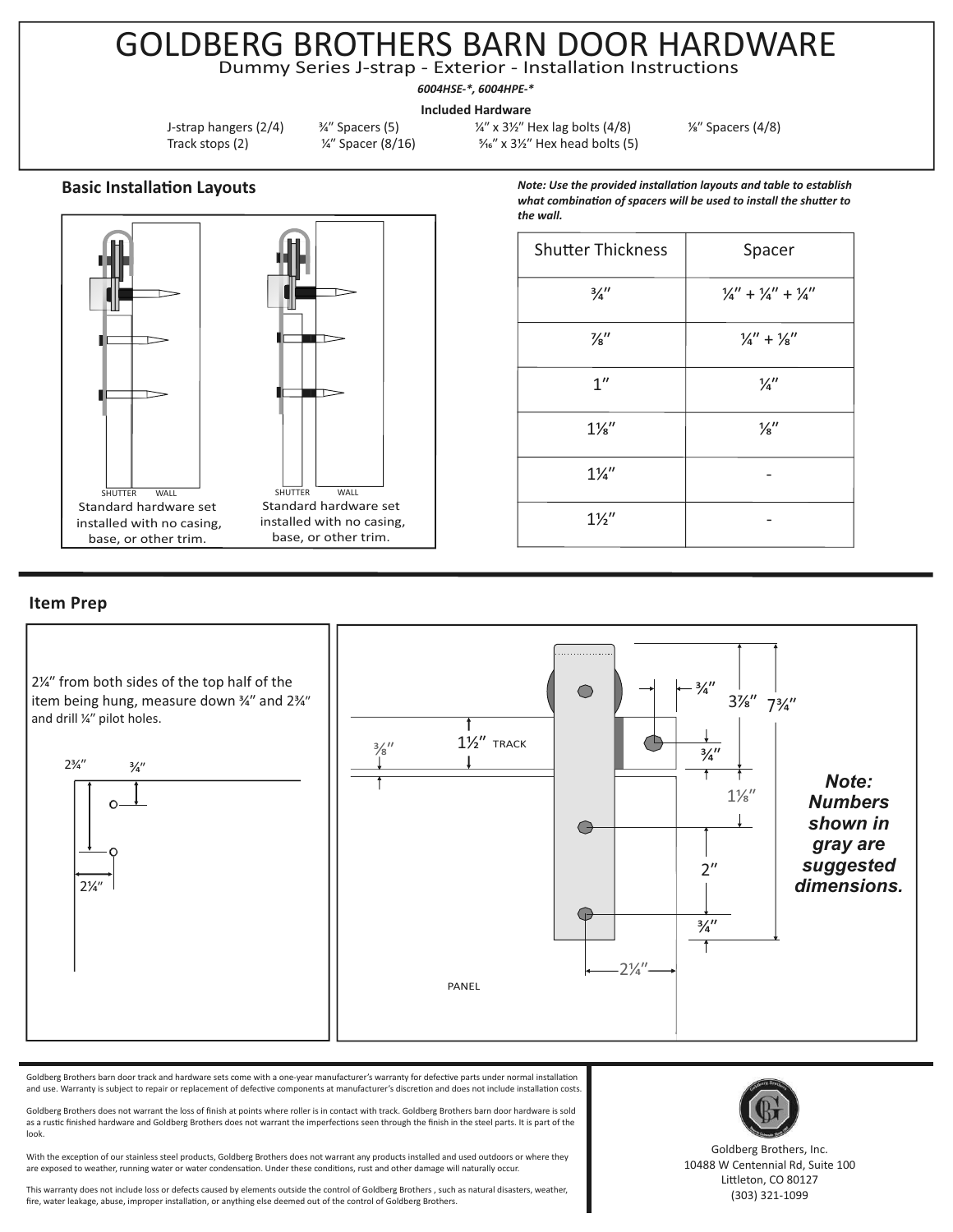# GOLDBERG BROTHERS BARN DOOR HARDWARE

Dummy Series J-strap - Exterior - Installation Instructions

***6004HSE-\*, 6004HPE-\****

**Included Hardware**

J-strap hangers (2/4)
Track stops (2)
¾″ Spacers (5)
¼″ Spacer (8/16)
¼″ x 3½″ Hex lag bolts (4/8)
⁵⁄₁₆″ x 3½″ Hex head bolts (5)
⅛″ Spacers (4/8)

## Basic Installation Layouts

SHUTTER WALL

Standard hardware set installed with no casing, base, or other trim.

SHUTTER WALL

Standard hardware set installed with no casing, base, or other trim.

***Note: Use the provided installation layouts and table to establish what combination of spacers will be used to install the shutter to the wall.***

| Shutter Thickness | Spacer |
|---|---|
| ¾″ | ¼″ + ¼″ + ¼″ |
| ⅞″ | ¼″ + ⅛″ |
| 1″ | ¼″ |
| 1⅛″ | ⅛″ |
| 1¼″ | - |
| 1½″ | - |

## Item Prep

2¼″ from both sides of the top half of the item being hung, measure down ¾″ and 2¾″ and drill ¼″ pilot holes.

2¾″ ¾″ 2¼″

¾″ 3⅞″ 7¾″ 1½″ TRACK ⅜″ ¾″ 1⅛″ 2″ ¾″ 2¼″ PANEL

***Note: Numbers shown in gray are suggested dimensions.***

Goldberg Brothers barn door track and hardware sets come with a one-year manufacturer's warranty for defective parts under normal installation and use. Warranty is subject to repair or replacement of defective components at manufacturer's discretion and does not include installation costs.

Goldberg Brothers does not warrant the loss of finish at points where roller is in contact with track. Goldberg Brothers barn door hardware is sold as a rustic finished hardware and Goldberg Brothers does not warrant the imperfections seen through the finish in the steel parts. It is part of the look.

With the exception of our stainless steel products, Goldberg Brothers does not warrant any products installed and used outdoors or where they are exposed to weather, running water or water condensation. Under these conditions, rust and other damage will naturally occur.

This warranty does not include loss or defects caused by elements outside the control of Goldberg Brothers , such as natural disasters, weather, fire, water leakage, abuse, improper installation, or anything else deemed out of the control of Goldberg Brothers.

Goldberg Brothers, Inc.
10488 W Centennial Rd, Suite 100
Littleton, CO 80127
(303) 321-1099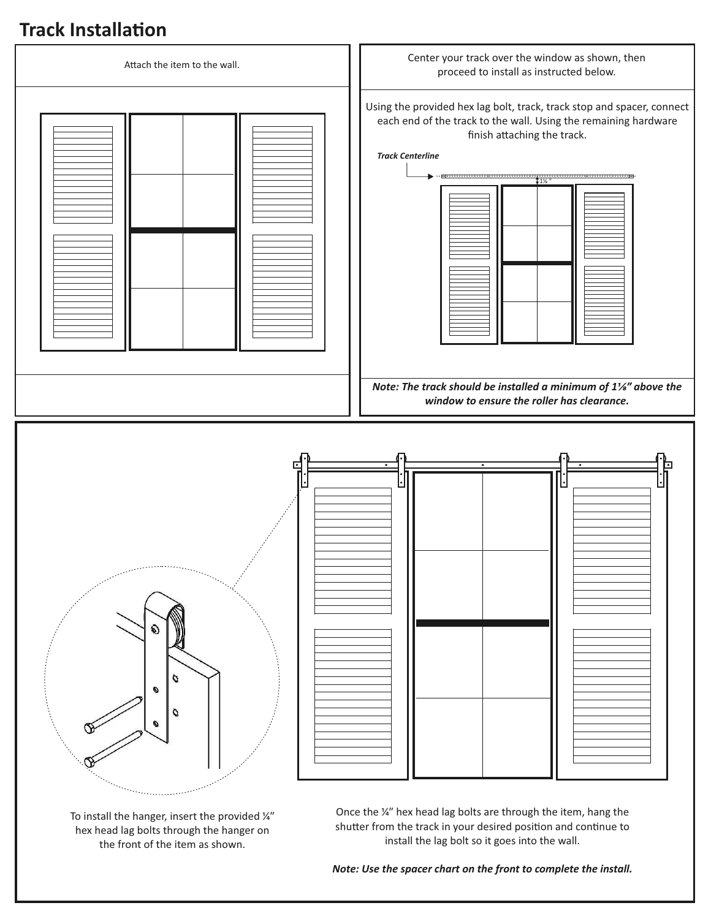# Track Installation

Attach the item to the wall.

Center your track over the window as shown, then proceed to install as instructed below.

Using the provided hex lag bolt, track, track stop and spacer, connect each end of the track to the wall. Using the remaining hardware finish attaching the track.

*Track Centerline*

1⅛"

***Note: The track should be installed a minimum of 1⅛" above the window to ensure the roller has clearance.***

To install the hanger, insert the provided ¼" hex head lag bolts through the hanger on the front of the item as shown.

Once the ¼" hex head lag bolts are through the item, hang the shutter from the track in your desired position and continue to install the lag bolt so it goes into the wall.

***Note: Use the spacer chart on the front to complete the install.***